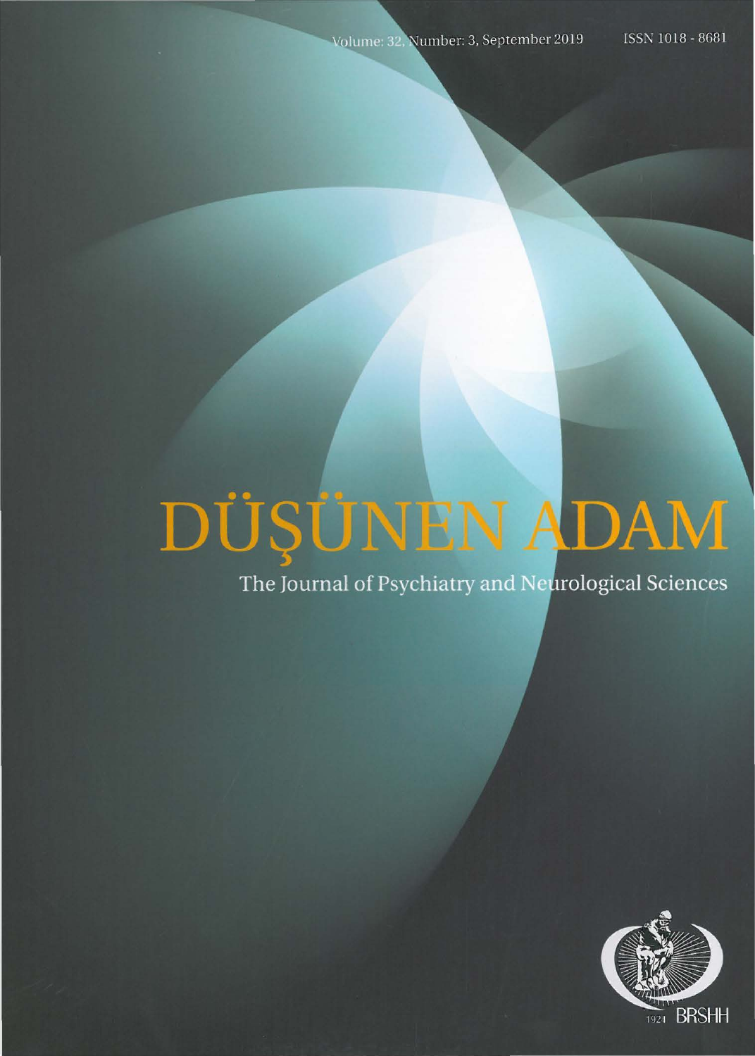Volume: 32, Number: 3, September 2019

ISSN 1018 - 8681

# DÜŞÜNEN ADAM

The Journal of Psychiatry and Neurological Sciences

1924 BRSHH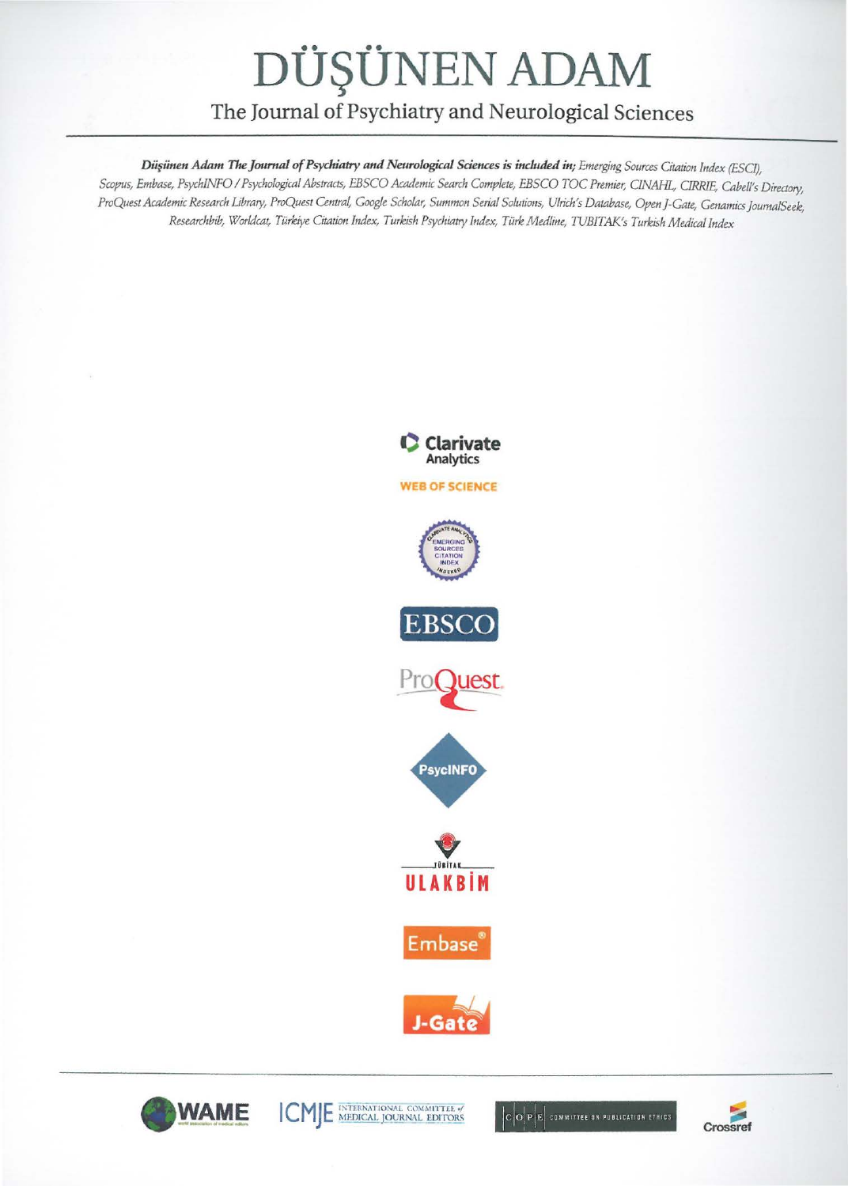# DÜŞÜNEN ADAM

## The Journal of Psychiatry and Neurological Sciences

***Düşünen Adam The Journal of Psychiatry and Neurological Sciences is included in;*** *Emerging Sources Citation Index (ESCI), Scopus, Embase, PsychINFO / Psychological Abstracts, EBSCO Academic Search Complete, EBSCO TOC Premier, CINAHL, CIRRIE, Cabell's Directory, ProQuest Academic Research Library, ProQuest Central, Google Scholar, Summon Serial Solutions, Ulrich's Database, Open J-Gate, Genamics JournalSeek, Researchbib, Worldcat, Türkiye Citation Index, Turkish Psychiatry Index, Türk Medline, TUBITAK's Turkish Medical Index*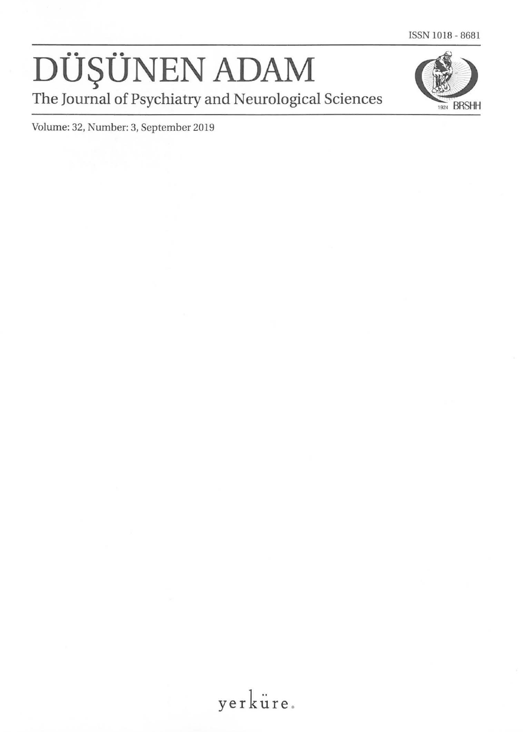ISSN 1018 - 8681

# DÜŞÜNEN ADAM

The Journal of Psychiatry and Neurological Sciences

1924 BRSHH

Volume: 32, Number: 3, September 2019

yerküre.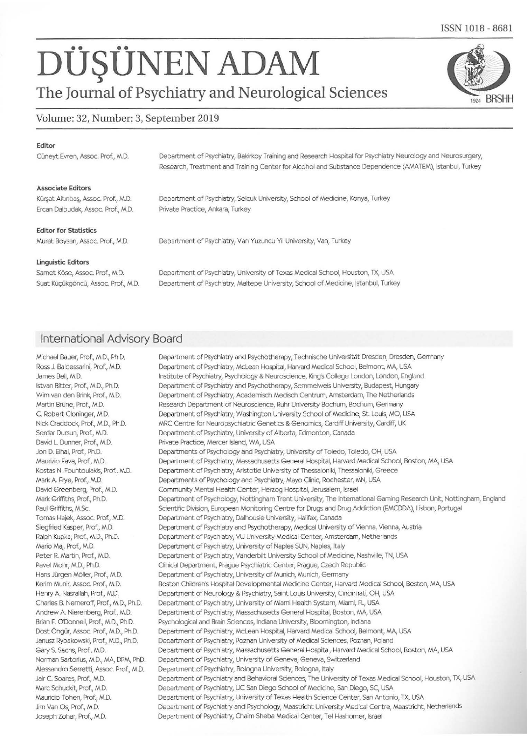ISSN 1018 - 8681

# DÜŞÜNEN ADAM

## The Journal of Psychiatry and Neurological Sciences

1924 BRSHH

Volume: 32, Number: 3, September 2019

**Editor**

Cüneyt Evren, Assoc. Prof., M.D. — Department of Psychiatry, Bakirkoy Training and Research Hospital for Psychiatry Neurology and Neurosurgery, Research, Treatment and Training Center for Alcohol and Substance Dependence (AMATEM), Istanbul, Turkey

**Associate Editors**

Kürşat Altınbaş, Assoc. Prof., M.D. — Department of Psychiatry, Selcuk University, School of Medicine, Konya, Turkey

Ercan Dalbudak, Assoc. Prof., M.D. — Private Practice, Ankara, Turkey

**Editor for Statistics**

Murat Boysan, Assoc. Prof., M.D. — Department of Psychiatry, Van Yuzuncu Yil University, Van, Turkey

**Linguistic Editors**

Samet Köse, Assoc. Prof., M.D. — Department of Psychiatry, University of Texas Medical School, Houston, TX, USA

Suat Küçükgöncü, Assoc. Prof., M.D. — Department of Psychiatry, Maltepe University, School of Medicine, Istanbul, Turkey

## International Advisory Board

| Name | Affiliation |
|---|---|
| Michael Bauer, Prof., M.D., Ph.D. | Department of Psychiatry and Psychotherapy, Technische Universität Dresden, Dresden, Germany |
| Ross J. Baldessarini, Prof., M.D. | Department of Psychiatry, McLean Hospital, Harvard Medical School, Belmont, MA, USA |
| James Bell, M.D. | Institute of Psychiatry, Psychology & Neuroscience, King's College London, London, England |
| Istvan Bitter, Prof., M.D., Ph.D. | Department of Psychiatry and Psychotherapy, Semmelweis University, Budapest, Hungary |
| Wim van den Brink, Prof., M.D. | Department of Psychiatry, Academisch Medisch Centrum, Amsterdam, The Netherlands |
| Martin Brüne, Prof., M.D. | Research Department of Neuroscience, Ruhr University Bochum, Bochum, Germany |
| C. Robert Cloninger, M.D. | Department of Psychiatry, Washington University School of Medicine, St. Louis, MO, USA |
| Nick Craddock, Prof., M.D., Ph.D. | MRC Centre for Neuropsychiatric Genetics & Genomics, Cardiff University, Cardiff, UK |
| Serdar Dursun, Prof., M.D. | Department of Psychiatry, University of Alberta, Edmonton, Canada |
| David L. Dunner, Prof., M.D. | Private Practice, Mercer Island, WA, USA |
| Jon D. Elhai, Prof., Ph.D. | Departments of Psychology and Psychiatry, University of Toledo, Toledo, OH, USA |
| Maurizio Fava, Prof., M.D. | Department of Psychiatry, Massachusetts General Hospital, Harvard Medical School, Boston, MA, USA |
| Kostas N. Fountoulakis, Prof., M.D. | Department of Psychiatry, Aristotle University of Thessaloniki, Thessaloniki, Greece |
| Mark A. Frye, Prof., M.D. | Departments of Psychology and Psychiatry, Mayo Clinic, Rochester, MN, USA |
| David Greenberg, Prof., M.D. | Community Mental Health Center, Herzog Hospital, Jerusalem, Israel |
| Mark Griffiths, Prof., Ph.D. | Department of Psychology, Nottingham Trent University, The International Gaming Research Unit, Nottingham, England |
| Paul Griffiths, M.Sc. | Scientific Division, European Monitoring Centre for Drugs and Drug Addiction (EMCDDA), Lisbon, Portugal |
| Tomas Hajek, Assoc. Prof., M.D. | Department of Psychiatry, Dalhousie University, Halifax, Canada |
| Siegfried Kasper, Prof., M.D. | Department of Psychiatry and Psychotherapy, Medical University of Vienna, Vienna, Austria |
| Ralph Kupka, Prof., M.D., Ph.D. | Department of Psychiatry, VU University Medical Center, Amsterdam, Netherlands |
| Mario Maj, Prof., M.D. | Department of Psychiatry, University of Naples SUN, Naples, Italy |
| Peter R. Martin, Prof., M.D. | Department of Psychiatry, Vanderbilt University School of Medicine, Nashville, TN, USA |
| Pavel Mohr, M.D., Ph.D. | Clinical Department, Prague Psychiatric Center, Prague, Czech Republic |
| Hans Jürgen Möller, Prof., M.D. | Department of Psychiatry, University of Munich, Munich, Germany |
| Kerim Munir, Assoc. Prof., M.D. | Boston Children's Hospital Developmental Medicine Center, Harvard Medical School, Boston, MA, USA |
| Henry A. Nasrallah, Prof., M.D. | Department of Neurology & Psychiatry, Saint Louis University, Cincinnati, OH, USA |
| Charles B. Nemeroff, Prof., M.D., Ph.D. | Department of Psychiatry, University of Miami Health System, Miami, FL, USA |
| Andrew A. Nierenberg, Prof., M.D. | Department of Psychiatry, Massachusetts General Hospital, Boston, MA, USA |
| Brian F. O'Donnell, Prof., M.D., Ph.D. | Psychological and Brain Sciences, Indiana University, Bloomington, Indiana |
| Dost Öngür, Assoc. Prof., M.D., Ph.D. | Department of Psychiatry, McLean Hospital, Harvard Medical School, Belmont, MA, USA |
| Janusz Rybakowski, Prof., M.D., Ph.D. | Department of Psychiatry, Poznan University of Medical Sciences, Poznan, Poland |
| Gary S. Sachs, Prof., M.D. | Department of Psychiatry, Massachusetts General Hospital, Harvard Medical School, Boston, MA, USA |
| Norman Sartorius, M.D., MA, DPM, PhD. | Department of Psychiatry, University of Geneva, Geneva, Switzerland |
| Alessandro Serretti, Assoc. Prof., M.D. | Department of Psychiatry, Bologna University, Bologna, Italy |
| Jair C. Soares, Prof., M.D. | Department of Psychiatry and Behavioral Sciences, The University of Texas Medical School, Houston, TX, USA |
| Marc Schuckit, Prof., M.D. | Department of Psychiatry, UC San Diego School of Medicine, San Diego, SC, USA |
| Mauricio Tohen, Prof., M.D. | Department of Psychiatry, University of Texas Health Science Center, San Antonio, TX, USA |
| Jim Van Os, Prof., M.D. | Department of Psychiatry and Psychology, Maastricht University Medical Centre, Maastricht, Netherlands |
| Joseph Zohar, Prof., M.D. | Department of Psychiatry, Chaim Sheba Medical Center, Tel Hashomer, Israel |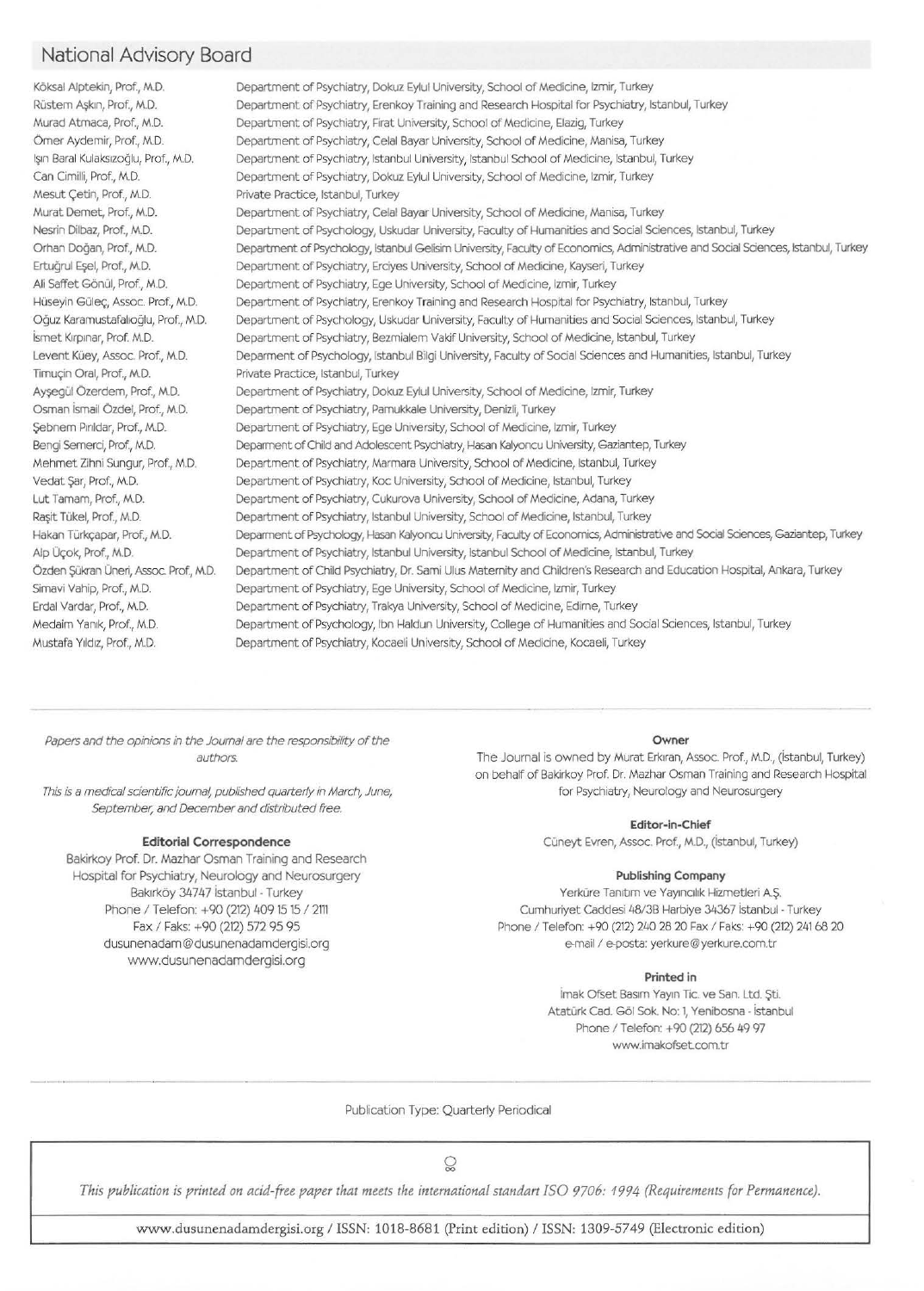## National Advisory Board

| | |
|---|---|
| Köksal Alptekin, Prof., M.D. | Department of Psychiatry, Dokuz Eylul University, School of Medicine, Izmir, Turkey |
| Rüstem Aşkın, Prof., M.D. | Department of Psychiatry, Erenkoy Training and Research Hospital for Psychiatry, Istanbul, Turkey |
| Murad Atmaca, Prof., M.D. | Department of Psychiatry, Firat University, School of Medicine, Elazig, Turkey |
| Ömer Aydemir, Prof., M.D. | Department of Psychiatry, Celal Bayar University, School of Medicine, Manisa, Turkey |
| Işın Baral Kulaksızoğlu, Prof., M.D. | Department of Psychiatry, Istanbul University, Istanbul School of Medicine, Istanbul, Turkey |
| Can Cimilli, Prof., M.D. | Department of Psychiatry, Dokuz Eylul University, School of Medicine, Izmir, Turkey |
| Mesut Çetin, Prof., M.D. | Private Practice, Istanbul, Turkey |
| Murat Demet, Prof., M.D. | Department of Psychiatry, Celal Bayar University, School of Medicine, Manisa, Turkey |
| Nesrin Dilbaz, Prof., M.D. | Department of Psychology, Uskudar University, Faculty of Humanities and Social Sciences, Istanbul, Turkey |
| Orhan Doğan, Prof., M.D. | Department of Psychology, Istanbul Gelisim University, Faculty of Economics, Administrative and Social Sciences, Istanbul, Turkey |
| Ertuğrul Eşel, Prof., M.D. | Department of Psychiatry, Erciyes University, School of Medicine, Kayseri, Turkey |
| Ali Saffet Gönül, Prof., M.D. | Department of Psychiatry, Ege University, School of Medicine, Izmir, Turkey |
| Hüseyin Güleç, Assoc. Prof., M.D. | Department of Psychiatry, Erenkoy Training and Research Hospital for Psychiatry, Istanbul, Turkey |
| Oğuz Karamustafalıoğlu, Prof., M.D. | Department of Psychology, Uskudar University, Faculty of Humanities and Social Sciences, Istanbul, Turkey |
| İsmet Kırpınar, Prof. M.D. | Department of Psychiatry, Bezmialem Vakif University, School of Medicine, Istanbul, Turkey |
| Levent Küey, Assoc. Prof., M.D. | Deparment of Psychology, Istanbul Bilgi University, Faculty of Social Sciences and Humanities, Istanbul, Turkey |
| Timuçin Oral, Prof., M.D. | Private Practice, Istanbul, Turkey |
| Ayşegül Özerdem, Prof., M.D. | Department of Psychiatry, Dokuz Eylul University, School of Medicine, Izmir, Turkey |
| Osman İsmail Özdel, Prof., M.D. | Department of Psychiatry, Pamukkale University, Denizli, Turkey |
| Şebnem Pırıldar, Prof., M.D. | Department of Psychiatry, Ege University, School of Medicine, Izmir, Turkey |
| Bengi Semerci, Prof., M.D. | Deparment of Child and Adolescent Psychiatry, Hasan Kalyoncu University, Gaziantep, Turkey |
| Mehmet Zihni Sungur, Prof., M.D. | Department of Psychiatry, Marmara University, School of Medicine, Istanbul, Turkey |
| Vedat Şar, Prof., M.D. | Department of Psychiatry, Koc University, School of Medicine, Istanbul, Turkey |
| Lut Tamam, Prof., M.D. | Department of Psychiatry, Cukurova University, School of Medicine, Adana, Turkey |
| Raşit Tükel, Prof., M.D. | Department of Psychiatry, Istanbul University, School of Medicine, Istanbul, Turkey |
| Hakan Türkçapar, Prof., M.D. | Deparment of Psychology, Hasan Kalyoncu University, Faculty of Economics, Administrative and Social Sciences, Gaziantep, Turkey |
| Alp Üçok, Prof., M.D. | Department of Psychiatry, Istanbul University, Istanbul School of Medicine, Istanbul, Turkey |
| Özden Şükran Üneri, Assoc. Prof., M.D. | Department of Child Psychiatry, Dr. Sami Ulus Maternity and Children's Research and Education Hospital, Ankara, Turkey |
| Simavi Vahip, Prof., M.D. | Department of Psychiatry, Ege University, School of Medicine, Izmir, Turkey |
| Erdal Vardar, Prof., M.D. | Department of Psychiatry, Trakya University, School of Medicine, Edirne, Turkey |
| Medaim Yanık, Prof., M.D. | Department of Psychology, Ibn Haldun University, College of Humanities and Social Sciences, Istanbul, Turkey |
| Mustafa Yıldız, Prof., M.D. | Department of Psychiatry, Kocaeli University, School of Medicine, Kocaeli, Turkey |

*Papers and the opinions in the Journal are the responsibility of the authors.*

*This is a medical scientific journal, published quarterly in March, June, September, and December and distributed free.*

**Editorial Correspondence**

Bakirkoy Prof. Dr. Mazhar Osman Training and Research Hospital for Psychiatry, Neurology and Neurosurgery
Bakırköy 34747 İstanbul - Turkey
Phone / Telefon: +90 (212) 409 15 15 / 2111
Fax / Faks: +90 (212) 572 95 95
dusunenadam@dusunenadamdergisi.org
www.dusunenadamdergisi.org

**Owner**

The Journal is owned by Murat Erkıran, Assoc. Prof., M.D., (İstanbul, Turkey) on behalf of Bakirkoy Prof. Dr. Mazhar Osman Training and Research Hospital for Psychiatry, Neurology and Neurosurgery

**Editor-in-Chief**

Cüneyt Evren, Assoc. Prof., M.D., (İstanbul, Turkey)

**Publishing Company**

Yerküre Tanıtım ve Yayıncılık Hizmetleri A.Ş.
Cumhuriyet Caddesi 48/3B Harbiye 34367 İstanbul - Turkey
Phone / Telefon: +90 (212) 240 28 20 Fax / Faks: +90 (212) 241 68 20
e-mail / e-posta: yerkure@yerkure.com.tr

**Printed in**

İmak Ofset Basım Yayın Tic. ve San. Ltd. Şti.
Atatürk Cad. Göl Sok. No: 1, Yenibosna - İstanbul
Phone / Telefon: +90 (212) 656 49 97
www.imakofset.com.tr

Publication Type: Quarterly Periodical

*This publication is printed on acid-free paper that meets the international standart ISO 9706: 1994 (Requirements for Permanence).*

www.dusunenadamdergisi.org / ISSN: 1018-8681 (Print edition) / ISSN: 1309-5749 (Electronic edition)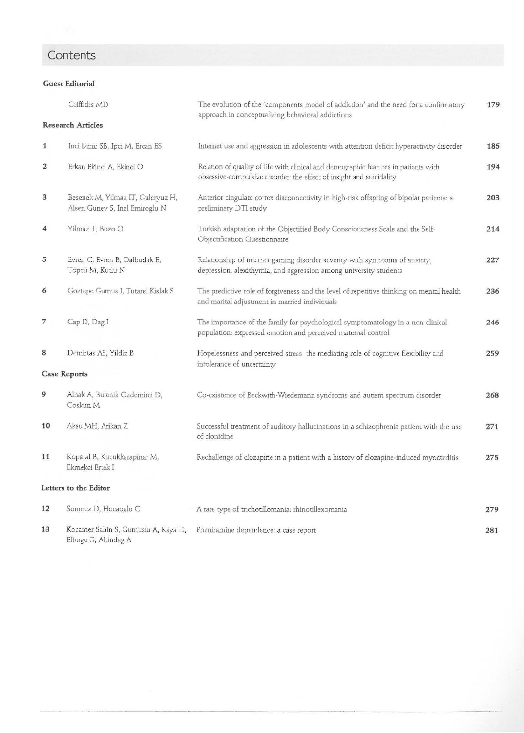# Contents

## Guest Editorial

| | | | |
|---|---|---|---|
| | Griffiths MD | The evolution of the 'components model of addiction' and the need for a confirmatory approach in conceptualizing behavioral addictions | 179 |

## Research Articles

| | | | |
|---|---|---|---|
| 1 | Inci Izmir SB, Ipci M, Ercan ES | Internet use and aggression in adolescents with attention deficit hyperactivity disorder | 185 |
| 2 | Erkan Ekinci A, Ekinci O | Relation of quality of life with clinical and demographic features in patients with obsessive-compulsive disorder: the effect of insight and suicidality | 194 |
| 3 | Besenek M, Yilmaz IT, Guleryuz H, Alsen Guney S, Inal Emiroglu N | Anterior cingulate cortex disconnectivity in high-risk offspring of bipolar patients: a preliminary DTI study | 203 |
| 4 | Yilmaz T, Bozo O | Turkish adaptation of the Objectified Body Consciousness Scale and the Self-Objectification Questionnaire | 214 |
| 5 | Evren C, Evren B, Dalbudak E, Topcu M, Kutlu N | Relationship of internet gaming disorder severity with symptoms of anxiety, depression, alexithymia, and aggression among university students | 227 |
| 6 | Goztepe Gumus I, Tutarel Kislak S | The predictive role of forgiveness and the level of repetitive thinking on mental health and marital adjustment in married individuals | 236 |
| 7 | Cap D, Dag I | The importance of the family for psychological symptomatology in a non-clinical population: expressed emotion and perceived maternal control | 246 |
| 8 | Demirtas AS, Yildiz B | Hopelessness and perceived stress: the mediating role of cognitive flexibility and intolerance of uncertainty | 259 |

## Case Reports

| | | | |
|---|---|---|---|
| 9 | Alnak A, Bulanik Ozdemirci D, Coskun M | Co-existence of Beckwith-Wiedemann syndrome and autism spectrum disorder | 268 |
| 10 | Aksu MH, Arikan Z | Successful treatment of auditory hallucinations in a schizophrenia patient with the use of clonidine | 271 |
| 11 | Koparal B, Kucukkarapinar M, Ekmekci Ertek I | Rechallenge of clozapine in a patient with a history of clozapine-induced myocarditis | 275 |

## Letters to the Editor

| | | | |
|---|---|---|---|
| 12 | Sonmez D, Hocaoglu C | A rare type of trichotillomania: rhinotillexomania | 279 |
| 13 | Kocamer Sahin S, Gumuslu A, Kaya D, Elboga G, Altindag A | Pheniramine dependence: a case report | 281 |